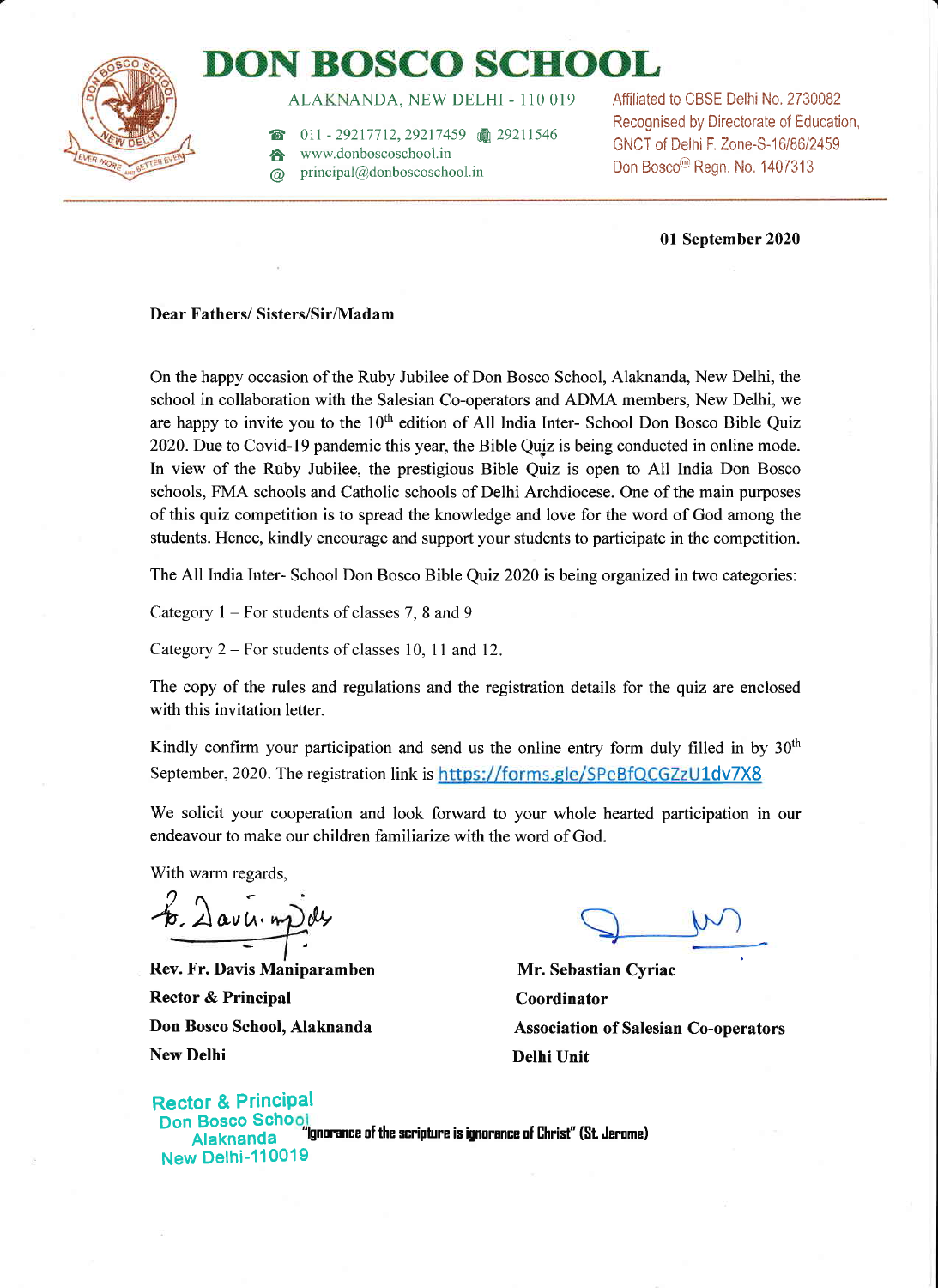# DON BOSCO SCHOOL

ALAKNANDA, NEW DELHI - 110 019

011 - 29217712, 29217459 29211546
www.donboscoschool.in
principal@donboscoschool.in

Affiliated to CBSE Delhi No. 2730082
Recognised by Directorate of Education, GNCT of Delhi F. Zone-S-16/86/2459
Don Bosco(TM) Regn. No. 1407313

**01 September 2020**

**Dear Fathers/ Sisters/Sir/Madam**

On the happy occasion of the Ruby Jubilee of Don Bosco School, Alaknanda, New Delhi, the school in collaboration with the Salesian Co-operators and ADMA members, New Delhi, we are happy to invite you to the 10th edition of All India Inter- School Don Bosco Bible Quiz 2020. Due to Covid-19 pandemic this year, the Bible Quiz is being conducted in online mode. In view of the Ruby Jubilee, the prestigious Bible Quiz is open to All India Don Bosco schools, FMA schools and Catholic schools of Delhi Archdiocese. One of the main purposes of this quiz competition is to spread the knowledge and love for the word of God among the students. Hence, kindly encourage and support your students to participate in the competition.

The All India Inter- School Don Bosco Bible Quiz 2020 is being organized in two categories:

Category 1 – For students of classes 7, 8 and 9

Category 2 – For students of classes 10, 11 and 12.

The copy of the rules and regulations and the registration details for the quiz are enclosed with this invitation letter.

Kindly confirm your participation and send us the online entry form duly filled in by 30th September, 2020. The registration link is https://forms.gle/SPeBfQCGZzU1dv7X8

We solicit your cooperation and look forward to your whole hearted participation in our endeavour to make our children familiarize with the word of God.

With warm regards,

**Rev. Fr. Davis Maniparamben**
**Rector & Principal**
**Don Bosco School, Alaknanda**
**New Delhi**

**Mr. Sebastian Cyriac**
**Coordinator**
**Association of Salesian Co-operators**
**Delhi Unit**

Rector & Principal
Don Bosco School
Alaknanda
New Delhi-110019

**"Ignorance of the scripture is ignorance of Christ" (St. Jerome)**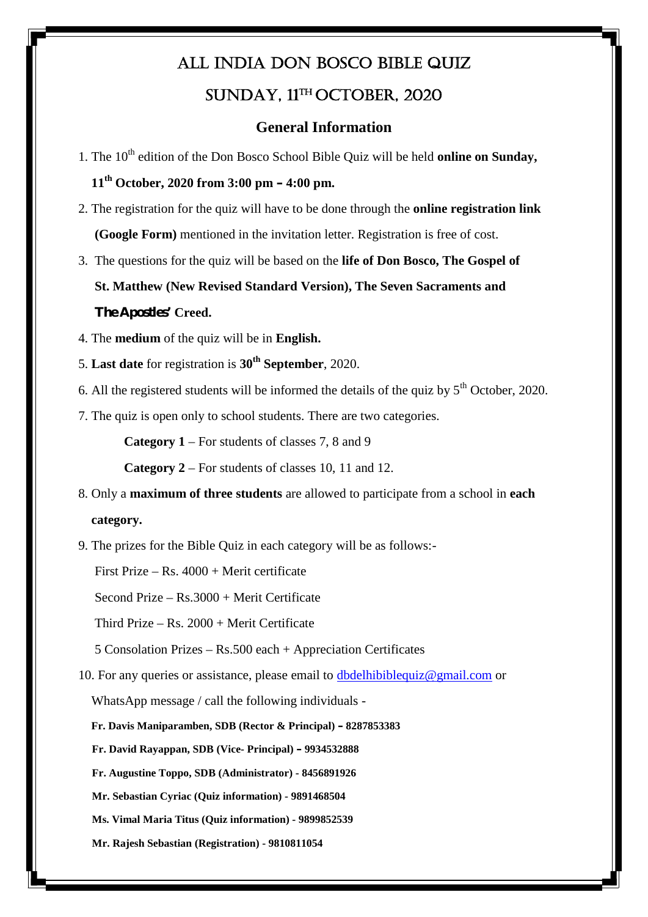# ALL INDIA DON BOSCO BIBLE QUIZ

# SUNDAY, 11TH OCTOBER, 2020

## General Information

1. The 10th edition of the Don Bosco School Bible Quiz will be held **online on Sunday, 11th October, 2020 from 3:00 pm – 4:00 pm.**
2. The registration for the quiz will have to be done through the **online registration link (Google Form)** mentioned in the invitation letter. Registration is free of cost.
3. The questions for the quiz will be based on the **life of Don Bosco, The Gospel of St. Matthew (New Revised Standard Version), The Seven Sacraments and The Apostles' Creed.**
4. The **medium** of the quiz will be in **English.**
5. **Last date** for registration is **30th September**, 2020.
6. All the registered students will be informed the details of the quiz by 5th October, 2020.
7. The quiz is open only to school students. There are two categories.

   **Category 1** – For students of classes 7, 8 and 9

   **Category 2** – For students of classes 10, 11 and 12.
8. Only a **maximum of three students** are allowed to participate from a school in **each category.**
9. The prizes for the Bible Quiz in each category will be as follows:-

   First Prize – Rs. 4000 + Merit certificate

   Second Prize – Rs.3000 + Merit Certificate

   Third Prize – Rs. 2000 + Merit Certificate

   5 Consolation Prizes – Rs.500 each + Appreciation Certificates
10. For any queries or assistance, please email to dbdelhibiblequiz@gmail.com or WhatsApp message / call the following individuals -

    **Fr. Davis Maniparamben, SDB (Rector & Principal) – 8287853383**

    **Fr. David Rayappan, SDB (Vice- Principal) – 9934532888**

    **Fr. Augustine Toppo, SDB (Administrator) - 8456891926**

    **Mr. Sebastian Cyriac (Quiz information) - 9891468504**

    **Ms. Vimal Maria Titus (Quiz information) - 9899852539**

    **Mr. Rajesh Sebastian (Registration) - 9810811054**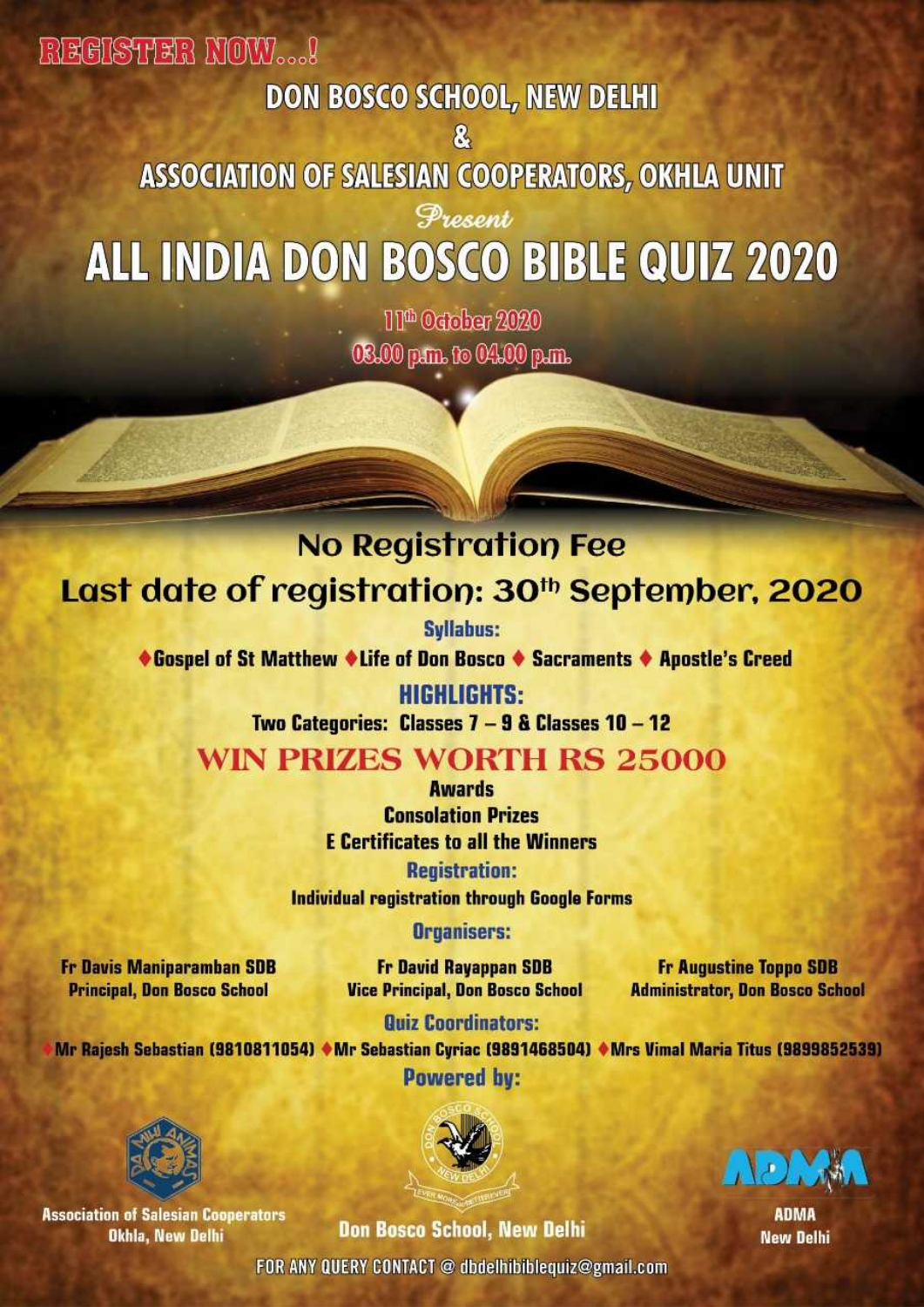**REGISTER NOW...!**

# DON BOSCO SCHOOL, NEW DELHI
# &
# ASSOCIATION OF SALESIAN COOPERATORS, OKHLA UNIT

*Present*

# ALL INDIA DON BOSCO BIBLE QUIZ 2020

11th October 2020

03.00 p.m. to 04.00 p.m.

## No Registration Fee

## Last date of registration: 30th September, 2020

**Syllabus:**

♦ Gospel of St Matthew ♦ Life of Don Bosco ♦ Sacraments ♦ Apostle's Creed

### HIGHLIGHTS:

**Two Categories: Classes 7 – 9 & Classes 10 – 12**

## WIN PRIZES WORTH RS 25000

**Awards**

**Consolation Prizes**

**E Certificates to all the Winners**

**Registration:**

Individual registration through Google Forms

**Organisers:**

**Fr Davis Maniparamban SDB**
Principal, Don Bosco School

**Fr David Rayappan SDB**
Vice Principal, Don Bosco School

**Fr Augustine Toppo SDB**
Administrator, Don Bosco School

**Quiz Coordinators:**

♦ Mr Rajesh Sebastian (9810811054) ♦ Mr Sebastian Cyriac (9891468504) ♦ Mrs Vimal Maria Titus (9899852539)

**Powered by:**

Association of Salesian Cooperators
Okhla, New Delhi

Don Bosco School, New Delhi

ADMA
New Delhi

FOR ANY QUERY CONTACT @ dbdelhibiblequiz@gmail.com